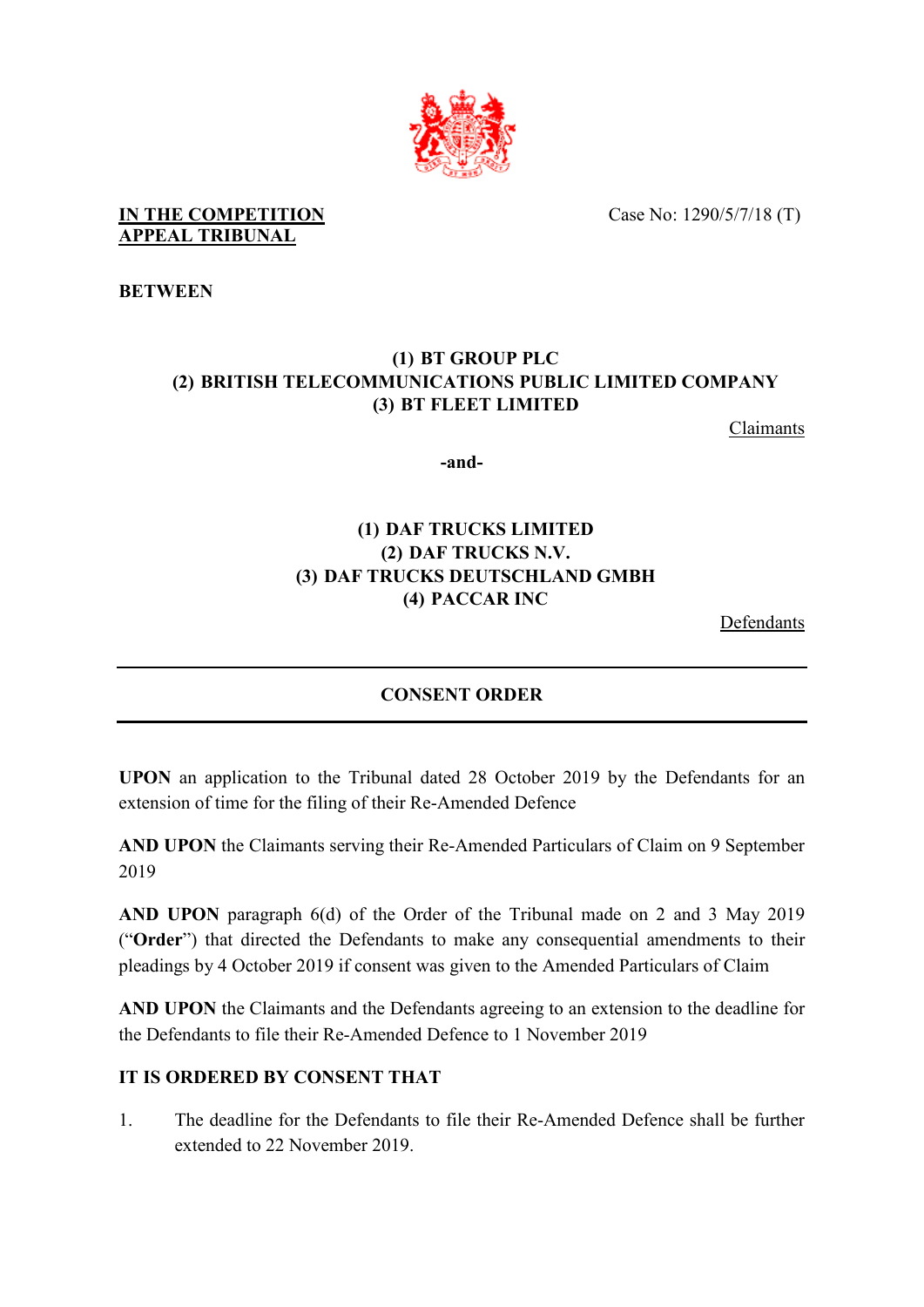**IN THE COMPETITION APPEAL TRIBUNAL**

Case No: 1290/5/7/18 (T)

**BETWEEN**

**(1) BT GROUP PLC**
**(2) BRITISH TELECOMMUNICATIONS PUBLIC LIMITED COMPANY**
**(3) BT FLEET LIMITED**

Claimants

**-and-**

**(1) DAF TRUCKS LIMITED**
**(2) DAF TRUCKS N.V.**
**(3) DAF TRUCKS DEUTSCHLAND GMBH**
**(4) PACCAR INC**

Defendants

---

**CONSENT ORDER**

---

**UPON** an application to the Tribunal dated 28 October 2019 by the Defendants for an extension of time for the filing of their Re-Amended Defence

**AND UPON** the Claimants serving their Re-Amended Particulars of Claim on 9 September 2019

**AND UPON** paragraph 6(d) of the Order of the Tribunal made on 2 and 3 May 2019 ("**Order**") that directed the Defendants to make any consequential amendments to their pleadings by 4 October 2019 if consent was given to the Amended Particulars of Claim

**AND UPON** the Claimants and the Defendants agreeing to an extension to the deadline for the Defendants to file their Re-Amended Defence to 1 November 2019

**IT IS ORDERED BY CONSENT THAT**

1. The deadline for the Defendants to file their Re-Amended Defence shall be further extended to 22 November 2019.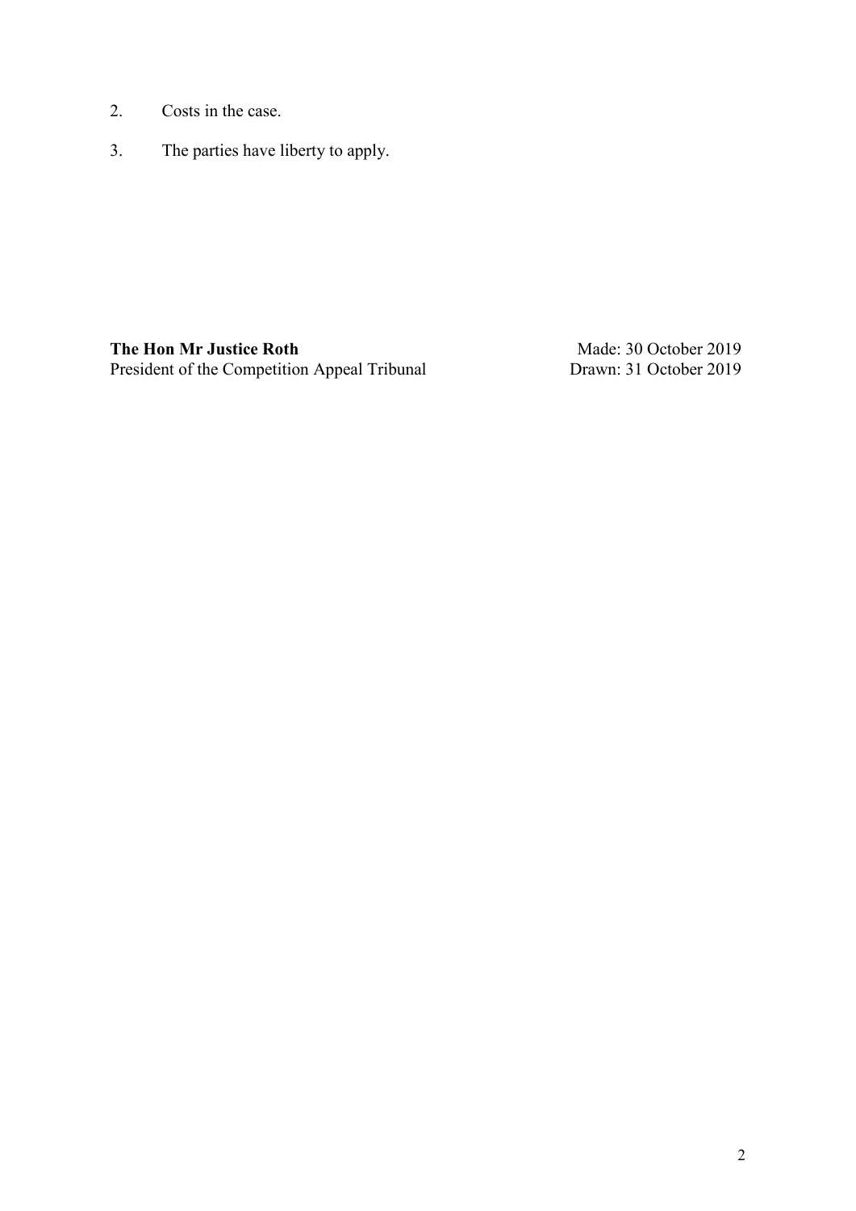2. Costs in the case.

3. The parties have liberty to apply.

**The Hon Mr Justice Roth**
President of the Competition Appeal Tribunal

Made: 30 October 2019
Drawn: 31 October 2019